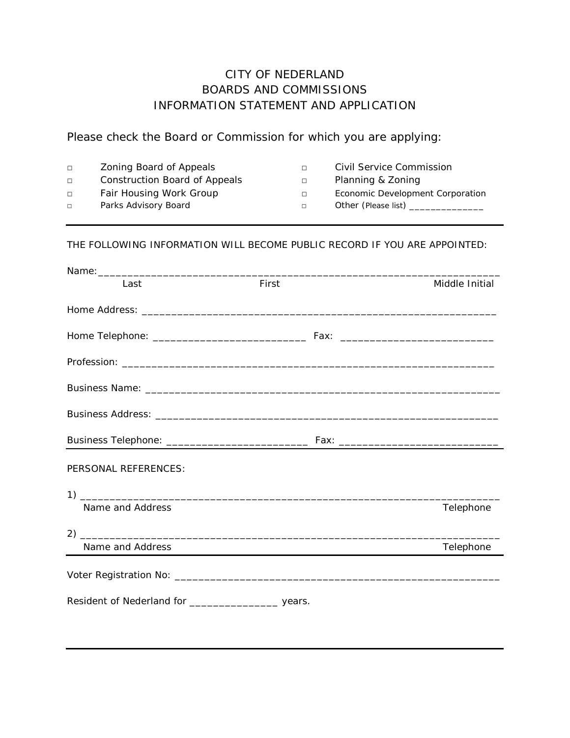# CITY OF NEDERLAND
## BOARDS AND COMMISSIONS
## INFORMATION STATEMENT AND APPLICATION

Please check the Board or Commission for which you are applying:

- □ Zoning Board of Appeals
- □ Construction Board of Appeals
- □ Fair Housing Work Group
- □ Parks Advisory Board
- □ Civil Service Commission
- □ Planning & Zoning
- □ Economic Development Corporation
- □ Other (Please list) ______________

---

THE FOLLOWING INFORMATION WILL BECOME PUBLIC RECORD IF YOU ARE APPOINTED:

Name:______________________________________________________________________
Last                                        First                                        Middle Initial

Home Address: ____________________________________________________________

Home Telephone: __________________________ Fax: __________________________

Profession: _______________________________________________________________

Business Name: ____________________________________________________________

Business Address: __________________________________________________________

Business Telephone: ________________________ Fax: ___________________________

---

PERSONAL REFERENCES:

1) _______________________________________________________________________
Name and Address                                                                                    Telephone

2) _______________________________________________________________________
Name and Address                                                                                    Telephone

---

Voter Registration No: ______________________________________________________

Resident of Nederland for _______________ years.

---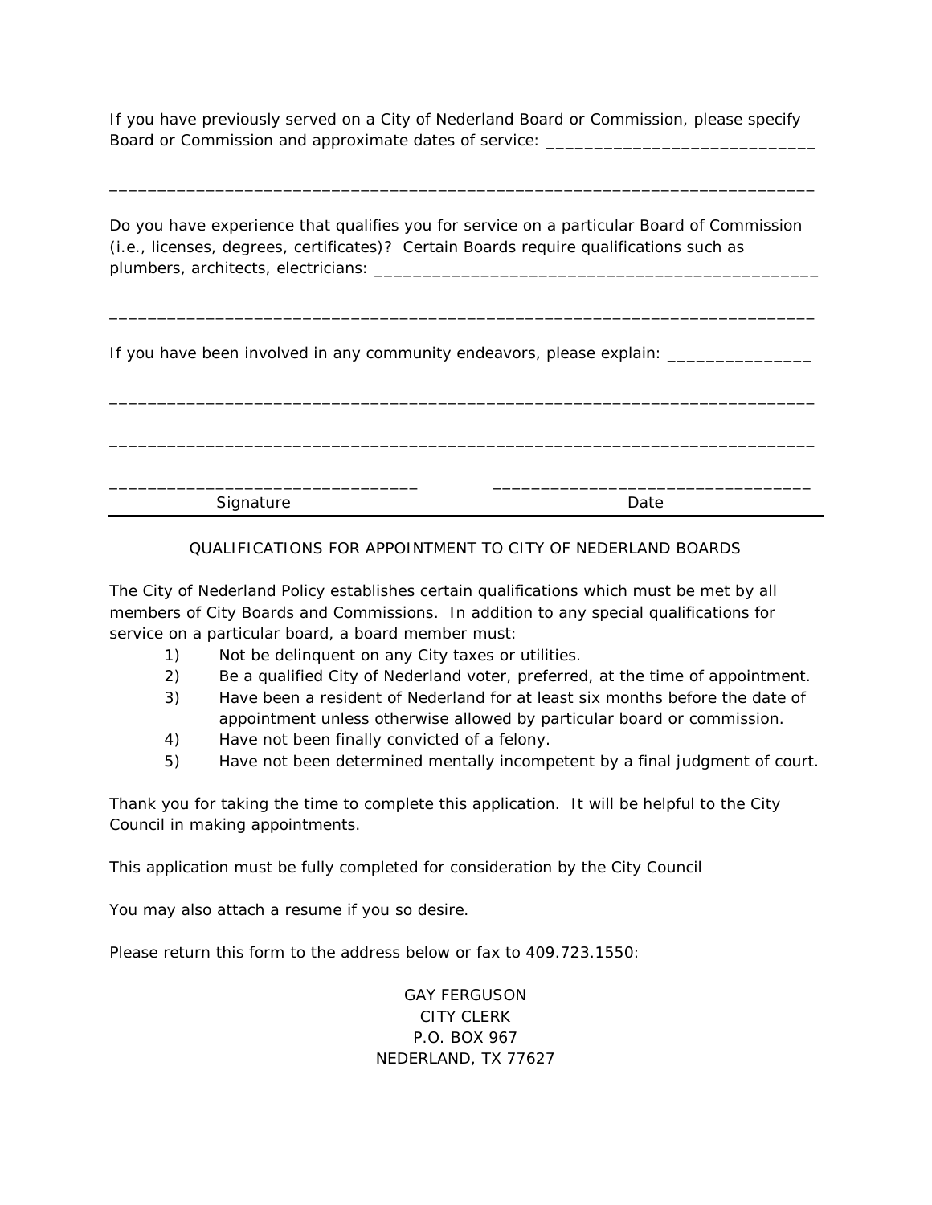If you have previously served on a City of Nederland Board or Commission, please specify Board or Commission and approximate dates of service: ____________________________

___________________________________________________________________________

Do you have experience that qualifies you for service on a particular Board of Commission (i.e., licenses, degrees, certificates)? Certain Boards require qualifications such as plumbers, architects, electricians: ______________________________________________

___________________________________________________________________________

If you have been involved in any community endeavors, please explain: _______________

___________________________________________________________________________

___________________________________________________________________________

________________________________ &nbsp;&nbsp;&nbsp;&nbsp;&nbsp;&nbsp;&nbsp;&nbsp; _________________________________

Signature &nbsp;&nbsp;&nbsp;&nbsp;&nbsp;&nbsp;&nbsp;&nbsp;&nbsp;&nbsp;&nbsp;&nbsp;&nbsp;&nbsp;&nbsp;&nbsp;&nbsp;&nbsp;&nbsp;&nbsp;&nbsp;&nbsp;&nbsp;&nbsp;&nbsp;&nbsp;&nbsp;&nbsp;&nbsp;&nbsp;&nbsp;&nbsp;&nbsp;&nbsp;&nbsp;&nbsp;&nbsp;&nbsp;&nbsp;&nbsp; Date

---

## QUALIFICATIONS FOR APPOINTMENT TO CITY OF NEDERLAND BOARDS

The City of Nederland Policy establishes certain qualifications which must be met by all members of City Boards and Commissions. In addition to any special qualifications for service on a particular board, a board member must:

1) Not be delinquent on any City taxes or utilities.
2) Be a qualified City of Nederland voter, preferred, at the time of appointment.
3) Have been a resident of Nederland for at least six months before the date of appointment unless otherwise allowed by particular board or commission.
4) Have not been finally convicted of a felony.
5) Have not been determined mentally incompetent by a final judgment of court.

Thank you for taking the time to complete this application. It will be helpful to the City Council in making appointments.

This application must be fully completed for consideration by the City Council

You may also attach a resume if you so desire.

Please return this form to the address below or fax to 409.723.1550:

GAY FERGUSON  
CITY CLERK  
P.O. BOX 967  
NEDERLAND, TX 77627